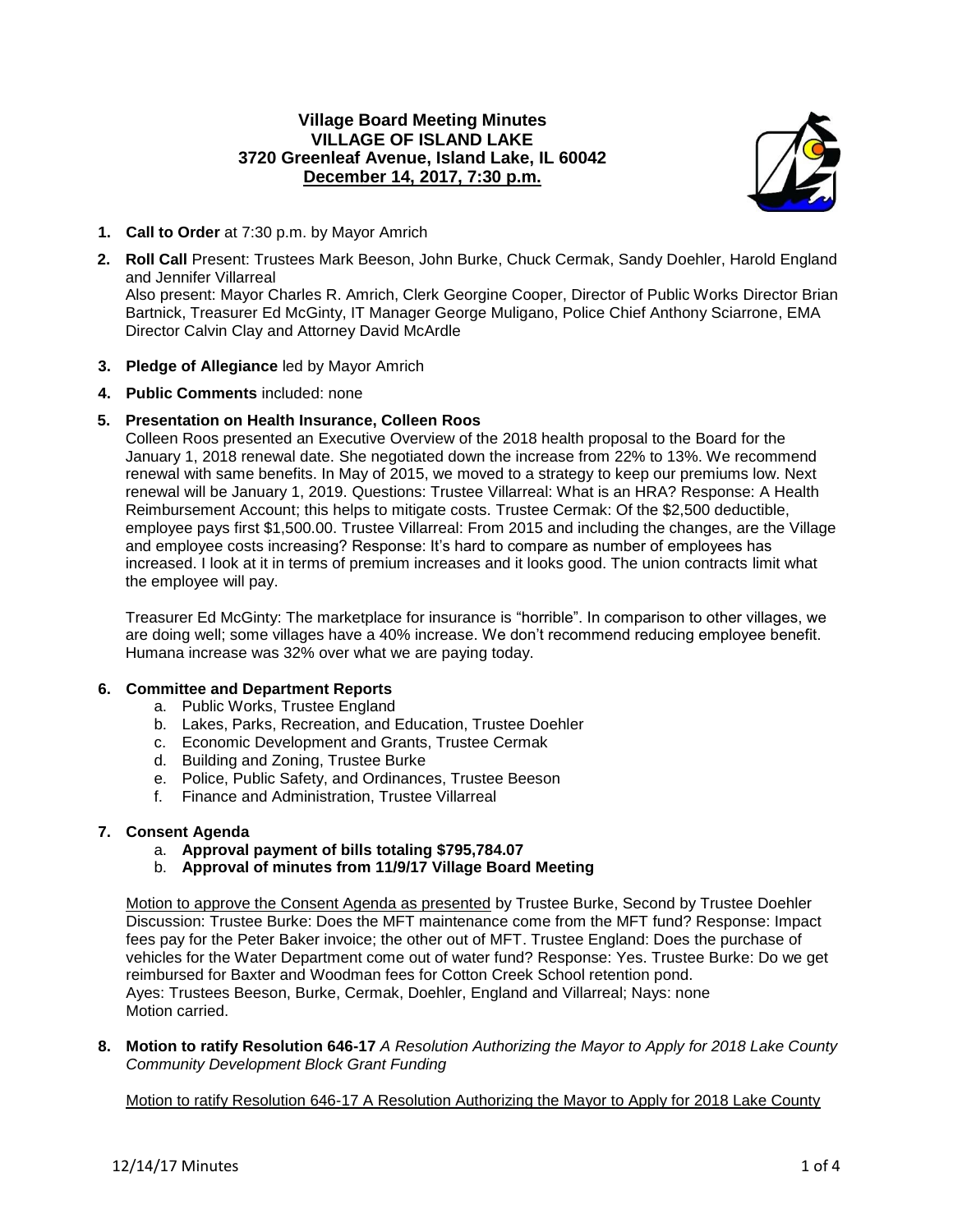# Village Board Meeting Minutes
## VILLAGE OF ISLAND LAKE
### 3720 Greenleaf Avenue, Island Lake, IL 60042
### December 14, 2017, 7:30 p.m.

1. **Call to Order** at 7:30 p.m. by Mayor Amrich

2. **Roll Call** Present: Trustees Mark Beeson, John Burke, Chuck Cermak, Sandy Doehler, Harold England and Jennifer Villarreal
   Also present: Mayor Charles R. Amrich, Clerk Georgine Cooper, Director of Public Works Director Brian Bartnick, Treasurer Ed McGinty, IT Manager George Muligano, Police Chief Anthony Sciarrone, EMA Director Calvin Clay and Attorney David McArdle

3. **Pledge of Allegiance** led by Mayor Amrich

4. **Public Comments** included: none

5. **Presentation on Health Insurance, Colleen Roos**
   Colleen Roos presented an Executive Overview of the 2018 health proposal to the Board for the January 1, 2018 renewal date. She negotiated down the increase from 22% to 13%. We recommend renewal with same benefits. In May of 2015, we moved to a strategy to keep our premiums low. Next renewal will be January 1, 2019. Questions: Trustee Villarreal: What is an HRA? Response: A Health Reimbursement Account; this helps to mitigate costs. Trustee Cermak: Of the $2,500 deductible, employee pays first $1,500.00. Trustee Villarreal: From 2015 and including the changes, are the Village and employee costs increasing? Response: It's hard to compare as number of employees has increased. I look at it in terms of premium increases and it looks good. The union contracts limit what the employee will pay.

   Treasurer Ed McGinty: The marketplace for insurance is "horrible". In comparison to other villages, we are doing well; some villages have a 40% increase. We don't recommend reducing employee benefit. Humana increase was 32% over what we are paying today.

6. **Committee and Department Reports**
   a. Public Works, Trustee England
   b. Lakes, Parks, Recreation, and Education, Trustee Doehler
   c. Economic Development and Grants, Trustee Cermak
   d. Building and Zoning, Trustee Burke
   e. Police, Public Safety, and Ordinances, Trustee Beeson
   f. Finance and Administration, Trustee Villarreal

7. **Consent Agenda**
   a. **Approval payment of bills totaling $795,784.07**
   b. **Approval of minutes from 11/9/17 Village Board Meeting**

   Motion to approve the Consent Agenda as presented by Trustee Burke, Second by Trustee Doehler
   Discussion: Trustee Burke: Does the MFT maintenance come from the MFT fund? Response: Impact fees pay for the Peter Baker invoice; the other out of MFT. Trustee England: Does the purchase of vehicles for the Water Department come out of water fund? Response: Yes. Trustee Burke: Do we get reimbursed for Baxter and Woodman fees for Cotton Creek School retention pond.
   Ayes: Trustees Beeson, Burke, Cermak, Doehler, England and Villarreal; Nays: none
   Motion carried.

8. **Motion to ratify Resolution 646-17** *A Resolution Authorizing the Mayor to Apply for 2018 Lake County Community Development Block Grant Funding*

   Motion to ratify Resolution 646-17 A Resolution Authorizing the Mayor to Apply for 2018 Lake County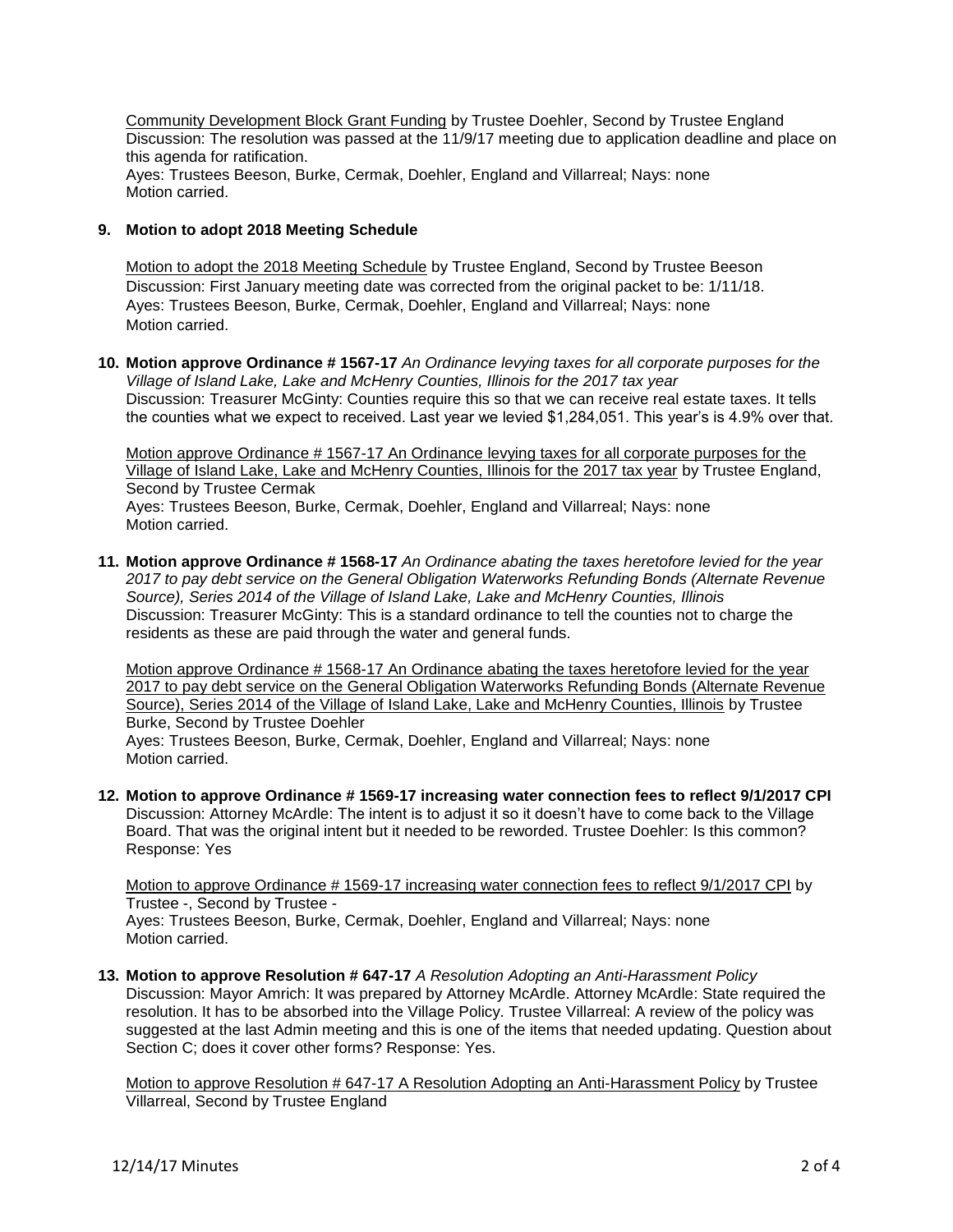Community Development Block Grant Funding by Trustee Doehler, Second by Trustee England
Discussion: The resolution was passed at the 11/9/17 meeting due to application deadline and place on this agenda for ratification.
Ayes: Trustees Beeson, Burke, Cermak, Doehler, England and Villarreal; Nays: none
Motion carried.

**9. Motion to adopt 2018 Meeting Schedule**

Motion to adopt the 2018 Meeting Schedule by Trustee England, Second by Trustee Beeson
Discussion: First January meeting date was corrected from the original packet to be: 1/11/18.
Ayes: Trustees Beeson, Burke, Cermak, Doehler, England and Villarreal; Nays: none
Motion carried.

**10. Motion approve Ordinance # 1567-17** *An Ordinance levying taxes for all corporate purposes for the Village of Island Lake, Lake and McHenry Counties, Illinois for the 2017 tax year*
Discussion: Treasurer McGinty: Counties require this so that we can receive real estate taxes. It tells the counties what we expect to received. Last year we levied $1,284,051. This year's is 4.9% over that.

Motion approve Ordinance # 1567-17 An Ordinance levying taxes for all corporate purposes for the Village of Island Lake, Lake and McHenry Counties, Illinois for the 2017 tax year by Trustee England, Second by Trustee Cermak
Ayes: Trustees Beeson, Burke, Cermak, Doehler, England and Villarreal; Nays: none
Motion carried.

**11. Motion approve Ordinance # 1568-17** *An Ordinance abating the taxes heretofore levied for the year 2017 to pay debt service on the General Obligation Waterworks Refunding Bonds (Alternate Revenue Source), Series 2014 of the Village of Island Lake, Lake and McHenry Counties, Illinois*
Discussion: Treasurer McGinty: This is a standard ordinance to tell the counties not to charge the residents as these are paid through the water and general funds.

Motion approve Ordinance # 1568-17 An Ordinance abating the taxes heretofore levied for the year 2017 to pay debt service on the General Obligation Waterworks Refunding Bonds (Alternate Revenue Source), Series 2014 of the Village of Island Lake, Lake and McHenry Counties, Illinois by Trustee Burke, Second by Trustee Doehler
Ayes: Trustees Beeson, Burke, Cermak, Doehler, England and Villarreal; Nays: none
Motion carried.

**12. Motion to approve Ordinance # 1569-17 increasing water connection fees to reflect 9/1/2017 CPI**
Discussion: Attorney McArdle: The intent is to adjust it so it doesn't have to come back to the Village Board. That was the original intent but it needed to be reworded. Trustee Doehler: Is this common? Response: Yes

Motion to approve Ordinance # 1569-17 increasing water connection fees to reflect 9/1/2017 CPI by Trustee -, Second by Trustee -
Ayes: Trustees Beeson, Burke, Cermak, Doehler, England and Villarreal; Nays: none
Motion carried.

**13. Motion to approve Resolution # 647-17** *A Resolution Adopting an Anti-Harassment Policy*
Discussion: Mayor Amrich: It was prepared by Attorney McArdle. Attorney McArdle: State required the resolution. It has to be absorbed into the Village Policy. Trustee Villarreal: A review of the policy was suggested at the last Admin meeting and this is one of the items that needed updating. Question about Section C; does it cover other forms? Response: Yes.

Motion to approve Resolution # 647-17 A Resolution Adopting an Anti-Harassment Policy by Trustee Villarreal, Second by Trustee England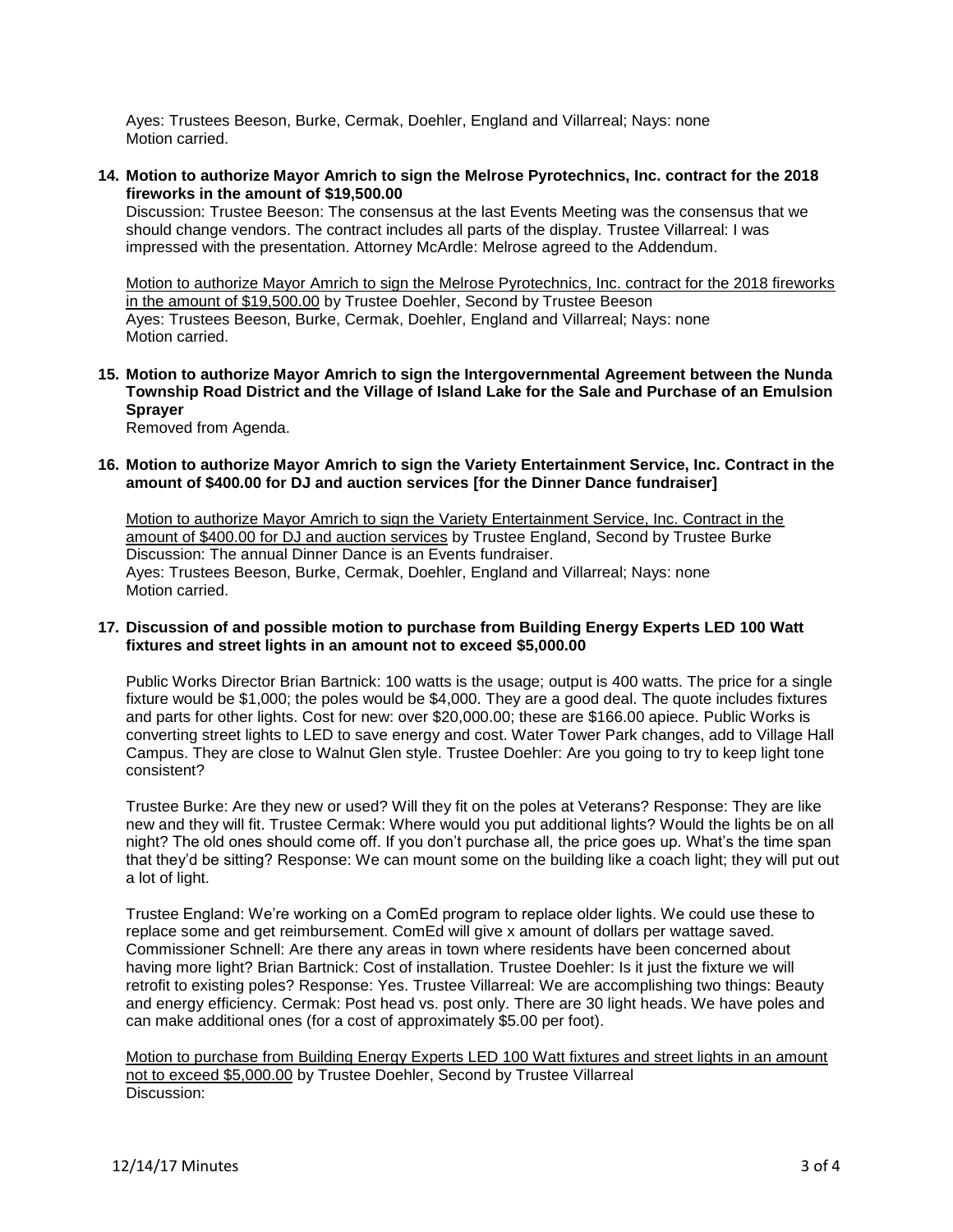Ayes: Trustees Beeson, Burke, Cermak, Doehler, England and Villarreal; Nays: none
Motion carried.

**14. Motion to authorize Mayor Amrich to sign the Melrose Pyrotechnics, Inc. contract for the 2018 fireworks in the amount of $19,500.00**

Discussion: Trustee Beeson: The consensus at the last Events Meeting was the consensus that we should change vendors. The contract includes all parts of the display. Trustee Villarreal: I was impressed with the presentation. Attorney McArdle: Melrose agreed to the Addendum.

Motion to authorize Mayor Amrich to sign the Melrose Pyrotechnics, Inc. contract for the 2018 fireworks in the amount of $19,500.00 by Trustee Doehler, Second by Trustee Beeson
Ayes: Trustees Beeson, Burke, Cermak, Doehler, England and Villarreal; Nays: none
Motion carried.

**15. Motion to authorize Mayor Amrich to sign the Intergovernmental Agreement between the Nunda Township Road District and the Village of Island Lake for the Sale and Purchase of an Emulsion Sprayer**

Removed from Agenda.

**16. Motion to authorize Mayor Amrich to sign the Variety Entertainment Service, Inc. Contract in the amount of $400.00 for DJ and auction services [for the Dinner Dance fundraiser]**

Motion to authorize Mayor Amrich to sign the Variety Entertainment Service, Inc. Contract in the amount of $400.00 for DJ and auction services by Trustee England, Second by Trustee Burke
Discussion: The annual Dinner Dance is an Events fundraiser.
Ayes: Trustees Beeson, Burke, Cermak, Doehler, England and Villarreal; Nays: none
Motion carried.

**17. Discussion of and possible motion to purchase from Building Energy Experts LED 100 Watt fixtures and street lights in an amount not to exceed $5,000.00**

Public Works Director Brian Bartnick: 100 watts is the usage; output is 400 watts. The price for a single fixture would be $1,000; the poles would be $4,000. They are a good deal. The quote includes fixtures and parts for other lights. Cost for new: over $20,000.00; these are $166.00 apiece. Public Works is converting street lights to LED to save energy and cost. Water Tower Park changes, add to Village Hall Campus. They are close to Walnut Glen style. Trustee Doehler: Are you going to try to keep light tone consistent?

Trustee Burke: Are they new or used? Will they fit on the poles at Veterans? Response: They are like new and they will fit. Trustee Cermak: Where would you put additional lights? Would the lights be on all night? The old ones should come off. If you don't purchase all, the price goes up. What's the time span that they'd be sitting? Response: We can mount some on the building like a coach light; they will put out a lot of light.

Trustee England: We're working on a ComEd program to replace older lights. We could use these to replace some and get reimbursement. ComEd will give x amount of dollars per wattage saved. Commissioner Schnell: Are there any areas in town where residents have been concerned about having more light? Brian Bartnick: Cost of installation. Trustee Doehler: Is it just the fixture we will retrofit to existing poles? Response: Yes. Trustee Villarreal: We are accomplishing two things: Beauty and energy efficiency. Cermak: Post head vs. post only. There are 30 light heads. We have poles and can make additional ones (for a cost of approximately $5.00 per foot).

Motion to purchase from Building Energy Experts LED 100 Watt fixtures and street lights in an amount not to exceed $5,000.00 by Trustee Doehler, Second by Trustee Villarreal
Discussion: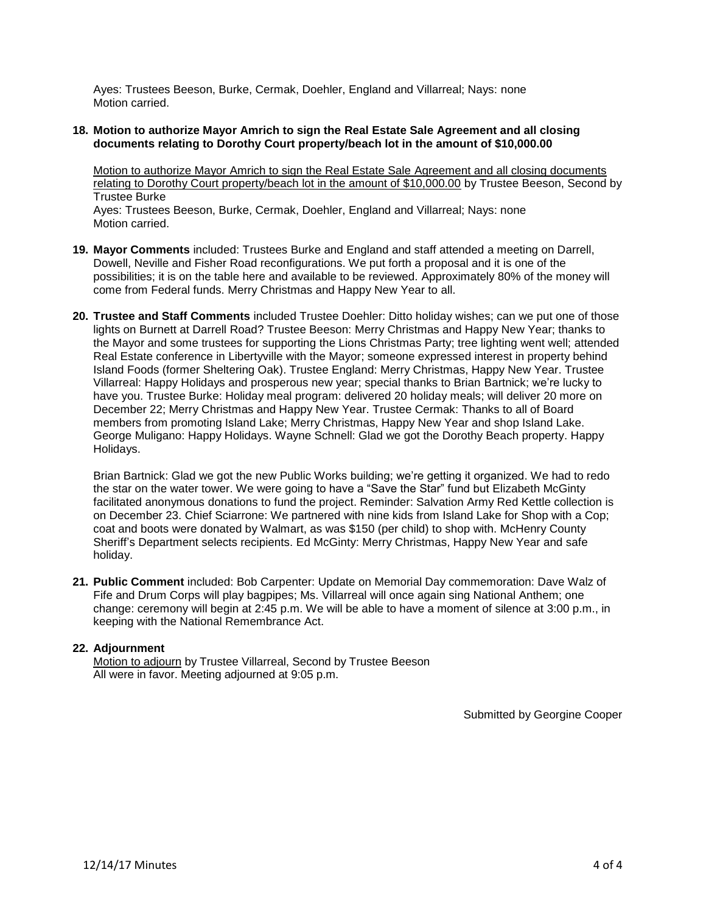Ayes: Trustees Beeson, Burke, Cermak, Doehler, England and Villarreal; Nays: none
Motion carried.

18. **Motion to authorize Mayor Amrich to sign the Real Estate Sale Agreement and all closing documents relating to Dorothy Court property/beach lot in the amount of $10,000.00**

 Motion to authorize Mayor Amrich to sign the Real Estate Sale Agreement and all closing documents relating to Dorothy Court property/beach lot in the amount of $10,000.00 by Trustee Beeson, Second by Trustee Burke
 Ayes: Trustees Beeson, Burke, Cermak, Doehler, England and Villarreal; Nays: none
 Motion carried.

19. **Mayor Comments** included: Trustees Burke and England and staff attended a meeting on Darrell, Dowell, Neville and Fisher Road reconfigurations. We put forth a proposal and it is one of the possibilities; it is on the table here and available to be reviewed. Approximately 80% of the money will come from Federal funds. Merry Christmas and Happy New Year to all.

20. **Trustee and Staff Comments** included Trustee Doehler: Ditto holiday wishes; can we put one of those lights on Burnett at Darrell Road? Trustee Beeson: Merry Christmas and Happy New Year; thanks to the Mayor and some trustees for supporting the Lions Christmas Party; tree lighting went well; attended Real Estate conference in Libertyville with the Mayor; someone expressed interest in property behind Island Foods (former Sheltering Oak). Trustee England: Merry Christmas, Happy New Year. Trustee Villarreal: Happy Holidays and prosperous new year; special thanks to Brian Bartnick; we're lucky to have you. Trustee Burke: Holiday meal program: delivered 20 holiday meals; will deliver 20 more on December 22; Merry Christmas and Happy New Year. Trustee Cermak: Thanks to all of Board members from promoting Island Lake; Merry Christmas, Happy New Year and shop Island Lake. George Muligano: Happy Holidays. Wayne Schnell: Glad we got the Dorothy Beach property. Happy Holidays.

 Brian Bartnick: Glad we got the new Public Works building; we're getting it organized. We had to redo the star on the water tower. We were going to have a "Save the Star" fund but Elizabeth McGinty facilitated anonymous donations to fund the project. Reminder: Salvation Army Red Kettle collection is on December 23. Chief Sciarrone: We partnered with nine kids from Island Lake for Shop with a Cop; coat and boots were donated by Walmart, as was $150 (per child) to shop with. McHenry County Sheriff's Department selects recipients. Ed McGinty: Merry Christmas, Happy New Year and safe holiday.

21. **Public Comment** included: Bob Carpenter: Update on Memorial Day commemoration: Dave Walz of Fife and Drum Corps will play bagpipes; Ms. Villarreal will once again sing National Anthem; one change: ceremony will begin at 2:45 p.m. We will be able to have a moment of silence at 3:00 p.m., in keeping with the National Remembrance Act.

22. **Adjournment**
 Motion to adjourn by Trustee Villarreal, Second by Trustee Beeson
 All were in favor. Meeting adjourned at 9:05 p.m.

Submitted by Georgine Cooper